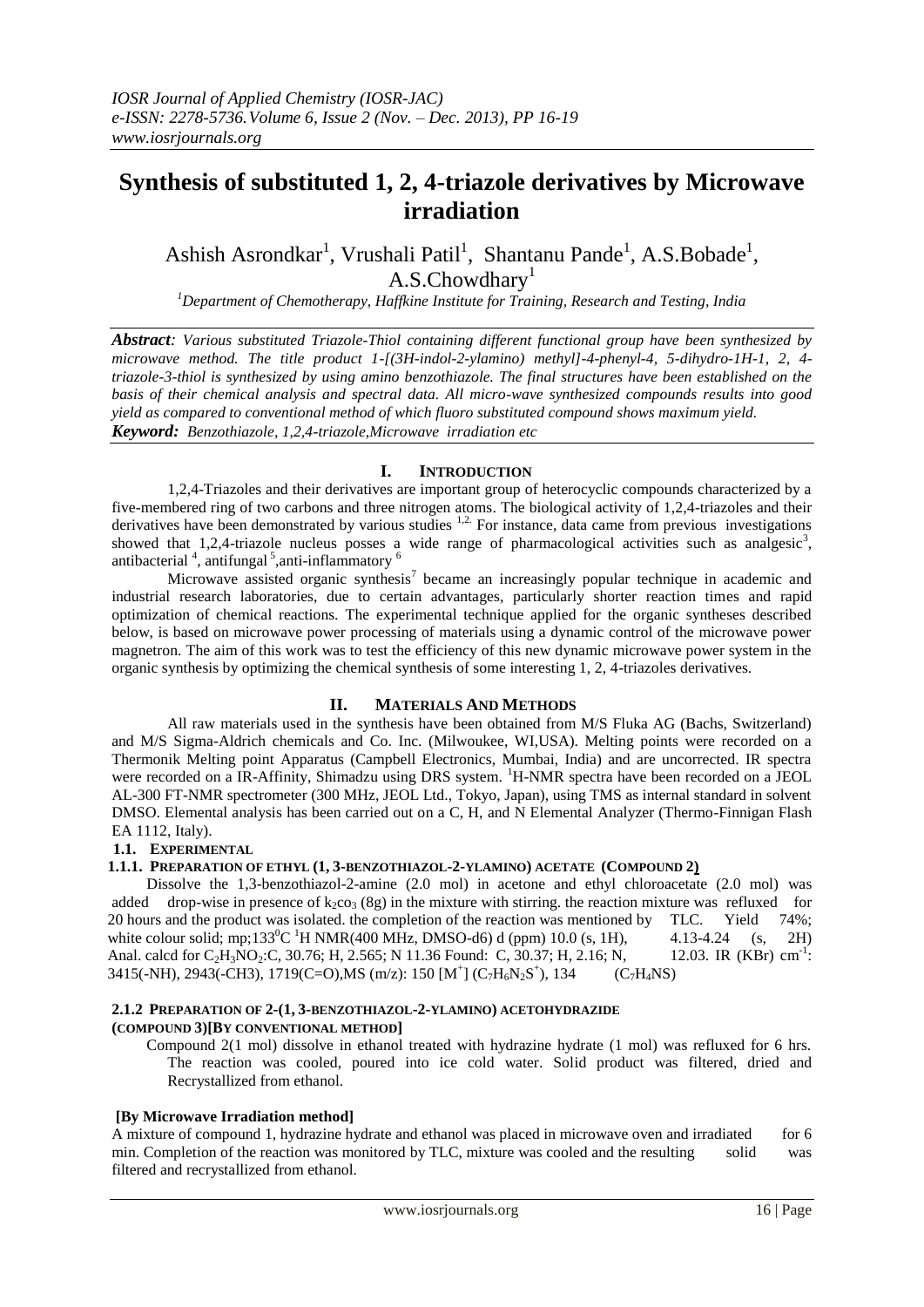# Synthesis of substituted 1, 2, 4-triazole derivatives by Microwave irradiation

Ashish Asrondkar[1], Vrushali Patil[1], Shantanu Pande[1], A.S.Bobade[1], A.S.Chowdhary[1]

[1]*Department of Chemotherapy, Haffkine Institute for Training, Research and Testing, India*

***Abstract**: Various substituted Triazole-Thiol containing different functional group have been synthesized by microwave method. The title product 1-[(3H-indol-2-ylamino) methyl]-4-phenyl-4, 5-dihydro-1H-1, 2, 4-triazole-3-thiol is synthesized by using amino benzothiazole. The final structures have been established on the basis of their chemical analysis and spectral data. All micro-wave synthesized compounds results into good yield as compared to conventional method of which fluoro substituted compound shows maximum yield.*

***Keyword:** Benzothiazole, 1,2,4-triazole,Microwave irradiation etc*

## I. Introduction

1,2,4-Triazoles and their derivatives are important group of heterocyclic compounds characterized by a five-membered ring of two carbons and three nitrogen atoms. The biological activity of 1,2,4-triazoles and their derivatives have been demonstrated by various studies [1,2]. For instance, data came from previous investigations showed that 1,2,4-triazole nucleus posses a wide range of pharmacological activities such as analgesic[3], antibacterial [4], antifungal [5],anti-inflammatory [6]

Microwave assisted organic synthesis[7] became an increasingly popular technique in academic and industrial research laboratories, due to certain advantages, particularly shorter reaction times and rapid optimization of chemical reactions. The experimental technique applied for the organic syntheses described below, is based on microwave power processing of materials using a dynamic control of the microwave power magnetron. The aim of this work was to test the efficiency of this new dynamic microwave power system in the organic synthesis by optimizing the chemical synthesis of some interesting 1, 2, 4-triazoles derivatives.

## II. Materials And Methods

All raw materials used in the synthesis have been obtained from M/S Fluka AG (Bachs, Switzerland) and M/S Sigma-Aldrich chemicals and Co. Inc. (Milwoukee, WI,USA). Melting points were recorded on a Thermonik Melting point Apparatus (Campbell Electronics, Mumbai, India) and are uncorrected. IR spectra were recorded on a IR-Affinity, Shimadzu using DRS system. $^{1}$H-NMR spectra have been recorded on a JEOL AL-300 FT-NMR spectrometer (300 MHz, JEOL Ltd., Tokyo, Japan), using TMS as internal standard in solvent DMSO. Elemental analysis has been carried out on a C, H, and N Elemental Analyzer (Thermo-Finnigan Flash EA 1112, Italy).

### 1.1. Experimental

#### 1.1.1. Preparation of ethyl (1, 3-benzothiazol-2-ylamino) acetate (Compound 2)

Dissolve the 1,3-benzothiazol-2-amine (2.0 mol) in acetone and ethyl chloroacetate (2.0 mol) was added drop-wise in presence of $k_2co_3$ (8g) in the mixture with stirring. the reaction mixture was refluxed for 20 hours and the product was isolated. the completion of the reaction was mentioned by TLC. Yield 74%; white colour solid; mp;133$^0$C $^1$H NMR(400 MHz, DMSO-d6) d (ppm) 10.0 (s, 1H), 4.13-4.24 (s, 2H) Anal. calcd for $C_2H_3NO_2$:C, 30.76; H, 2.565; N 11.36 Found: C, 30.37; H, 2.16; N, 12.03. IR (KBr) cm$^{-1}$: 3415(-NH), 2943(-CH3), 1719(C=O),MS (m/z): 150 [M$^+$] ($C_7H_6N_2S^+$), 134 ($C_7H_4NS$)

#### 2.1.2 Preparation of 2-(1, 3-benzothiazol-2-ylamino) acetohydrazide (Compound 3)[By conventional method]

Compound 2(1 mol) dissolve in ethanol treated with hydrazine hydrate (1 mol) was refluxed for 6 hrs. The reaction was cooled, poured into ice cold water. Solid product was filtered, dried and Recrystallized from ethanol.

**[By Microwave Irradiation method]**

A mixture of compound 1, hydrazine hydrate and ethanol was placed in microwave oven and irradiated for 6 min. Completion of the reaction was monitored by TLC, mixture was cooled and the resulting solid was filtered and recrystallized from ethanol.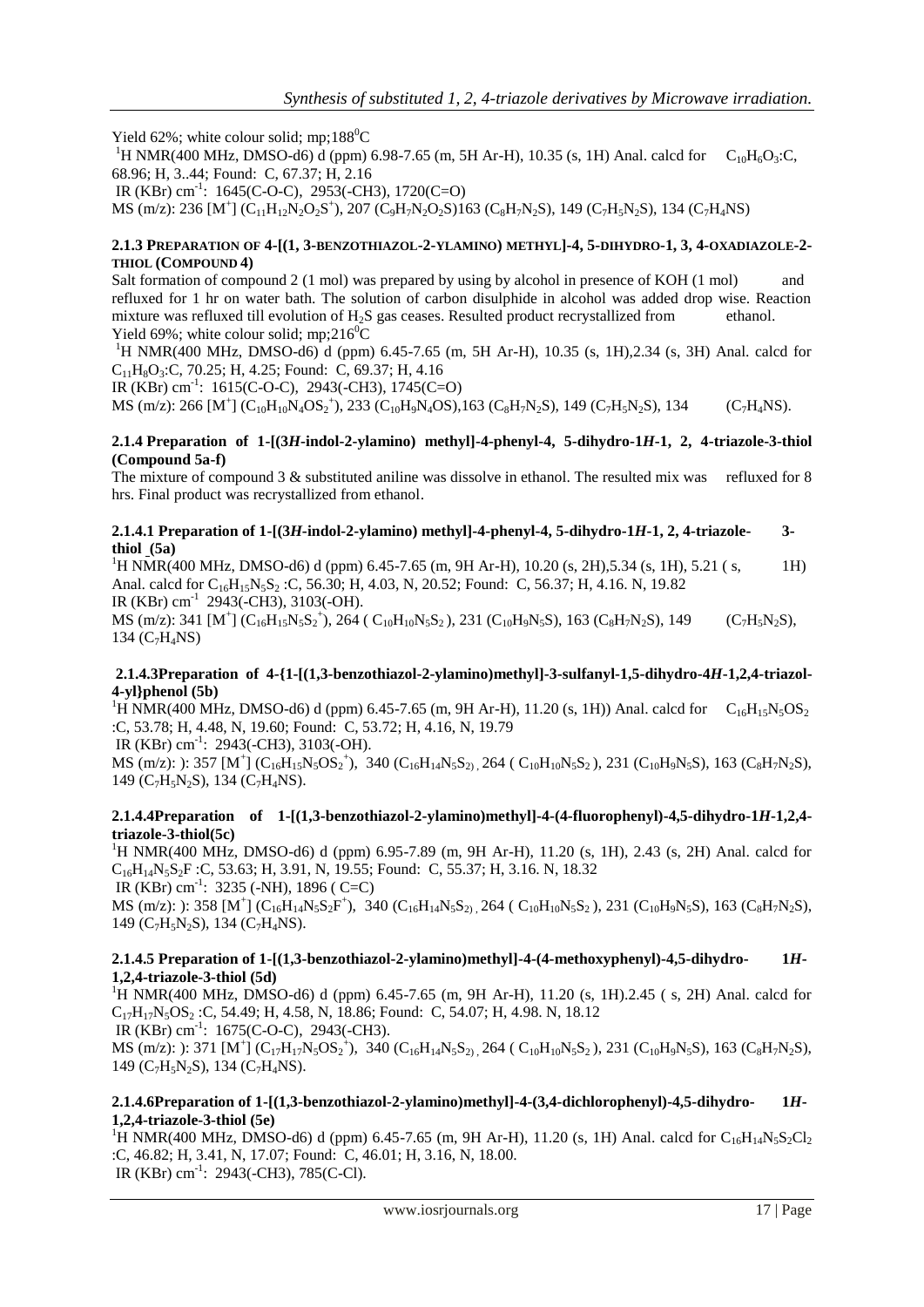Yield 62%; white colour solid; mp;188$^0$C

$^1$H NMR(400 MHz, DMSO-d6) d (ppm) 6.98-7.65 (m, 5H Ar-H), 10.35 (s, 1H) Anal. calcd for $C_{10}H_6O_3$:C, 68.96; H, 3..44; Found: C, 67.37; H, 2.16

IR (KBr) cm$^{-1}$: 1645(C-O-C), 2953(-CH3), 1720(C=O)

MS (m/z): 236 [M$^+$] ($C_{11}H_{12}N_2O_2S^+$), 207 ($C_9H_7N_2O_2S$)163 ($C_8H_7N_2S$), 149 ($C_7H_5N_2S$), 134 ($C_7H_4NS$)

### 2.1.3 PREPARATION OF 4-[(1, 3-BENZOTHIAZOL-2-YLAMINO) METHYL]-4, 5-DIHYDRO-1, 3, 4-OXADIAZOLE-2-THIOL (COMPOUND 4)

Salt formation of compound 2 (1 mol) was prepared by using by alcohol in presence of KOH (1 mol) and refluxed for 1 hr on water bath. The solution of carbon disulphide in alcohol was added drop wise. Reaction mixture was refluxed till evolution of $H_2S$ gas ceases. Resulted product recrystallized from ethanol.

Yield 69%; white colour solid; mp;216$^0$C

$^1$H NMR(400 MHz, DMSO-d6) d (ppm) 6.45-7.65 (m, 5H Ar-H), 10.35 (s, 1H),2.34 (s, 3H) Anal. calcd for $C_{11}H_8O_3$:C, 70.25; H, 4.25; Found: C, 69.37; H, 4.16

IR (KBr) cm$^{-1}$: 1615(C-O-C), 2943(-CH3), 1745(C=O)

MS (m/z): 266 [M$^+$] ($C_{10}H_{10}N_4OS_2^+$), 233 ($C_{10}H_9N_4OS$),163 ($C_8H_7N_2S$), 149 ($C_7H_5N_2S$), 134 ($C_7H_4NS$).

### 2.1.4 Preparation of 1-[(3*H*-indol-2-ylamino) methyl]-4-phenyl-4, 5-dihydro-1*H*-1, 2, 4-triazole-3-thiol (Compound 5a-f)

The mixture of compound 3 & substituted aniline was dissolve in ethanol. The resulted mix was refluxed for 8 hrs. Final product was recrystallized from ethanol.

#### 2.1.4.1 Preparation of 1-[(3*H*-indol-2-ylamino) methyl]-4-phenyl-4, 5-dihydro-1*H*-1, 2, 4-triazole-3-thiol (5a)

$^1$H NMR(400 MHz, DMSO-d6) d (ppm) 6.45-7.65 (m, 9H Ar-H), 10.20 (s, 2H),5.34 (s, 1H), 5.21 ( s, 1H) Anal. calcd for $C_{16}H_{15}N_5S_2$ :C, 56.30; H, 4.03, N, 20.52; Found: C, 56.37; H, 4.16. N, 19.82

IR (KBr) cm$^{-1}$ 2943(-CH3), 3103(-OH).

MS (m/z): 341 [M$^+$] ($C_{16}H_{15}N_5S_2^+$), 264 ( $C_{10}H_{10}N_5S_2$ ), 231 ($C_{10}H_9N_5S$), 163 ($C_8H_7N_2S$), 149 ($C_7H_5N_2S$), 134 ($C_7H_4NS$)

#### 2.1.4.3Preparation of 4-{1-[(1,3-benzothiazol-2-ylamino)methyl]-3-sulfanyl-1,5-dihydro-4*H*-1,2,4-triazol-4-yl}phenol (5b)

$^1$H NMR(400 MHz, DMSO-d6) d (ppm) 6.45-7.65 (m, 9H Ar-H), 11.20 (s, 1H)) Anal. calcd for $C_{16}H_{15}N_5OS_2$ :C, 53.78; H, 4.48, N, 19.60; Found: C, 53.72; H, 4.16, N, 19.79

IR (KBr) cm$^{-1}$: 2943(-CH3), 3103(-OH).

MS (m/z): ): 357 [M$^+$] ($C_{16}H_{15}N_5OS_2^+$), 340 ($C_{16}H_{14}N_5S_2$), 264 ( $C_{10}H_{10}N_5S_2$ ), 231 ($C_{10}H_9N_5S$), 163 ($C_8H_7N_2S$), 149 ($C_7H_5N_2S$), 134 ($C_7H_4NS$).

#### 2.1.4.4Preparation of 1-[(1,3-benzothiazol-2-ylamino)methyl]-4-(4-fluorophenyl)-4,5-dihydro-1*H*-1,2,4-triazole-3-thiol(5c)

$^1$H NMR(400 MHz, DMSO-d6) d (ppm) 6.95-7.89 (m, 9H Ar-H), 11.20 (s, 1H), 2.43 (s, 2H) Anal. calcd for $C_{16}H_{14}N_5S_2F$ :C, 53.63; H, 3.91, N, 19.55; Found: C, 55.37; H, 3.16. N, 18.32

IR (KBr) cm$^{-1}$: 3235 (-NH), 1896 ( C=C)

MS (m/z): ): 358 [M$^+$] ($C_{16}H_{14}N_5S_2F^+$), 340 ($C_{16}H_{14}N_5S_2$), 264 ( $C_{10}H_{10}N_5S_2$ ), 231 ($C_{10}H_9N_5S$), 163 ($C_8H_7N_2S$), 149 ($C_7H_5N_2S$), 134 ($C_7H_4NS$).

#### 2.1.4.5 Preparation of 1-[(1,3-benzothiazol-2-ylamino)methyl]-4-(4-methoxyphenyl)-4,5-dihydro- 1*H*-1,2,4-triazole-3-thiol (5d)

$^1$H NMR(400 MHz, DMSO-d6) d (ppm) 6.45-7.65 (m, 9H Ar-H), 11.20 (s, 1H).2.45 ( s, 2H) Anal. calcd for $C_{17}H_{17}N_5OS_2$ :C, 54.49; H, 4.58, N, 18.86; Found: C, 54.07; H, 4.98. N, 18.12

IR (KBr) cm$^{-1}$: 1675(C-O-C), 2943(-CH3).

MS (m/z): ): 371 [M$^+$] ($C_{17}H_{17}N_5OS_2^+$), 340 ($C_{16}H_{14}N_5S_2$), 264 ( $C_{10}H_{10}N_5S_2$ ), 231 ($C_{10}H_9N_5S$), 163 ($C_8H_7N_2S$), 149 ($C_7H_5N_2S$), 134 ($C_7H_4NS$).

#### 2.1.4.6Preparation of 1-[(1,3-benzothiazol-2-ylamino)methyl]-4-(3,4-dichlorophenyl)-4,5-dihydro- 1*H*-1,2,4-triazole-3-thiol (5e)

$^1$H NMR(400 MHz, DMSO-d6) d (ppm) 6.45-7.65 (m, 9H Ar-H), 11.20 (s, 1H) Anal. calcd for $C_{16}H_{14}N_5S_2Cl_2$ :C, 46.82; H, 3.41, N, 17.07; Found: C, 46.01; H, 3.16, N, 18.00.

IR (KBr) cm$^{-1}$: 2943(-CH3), 785(C-Cl).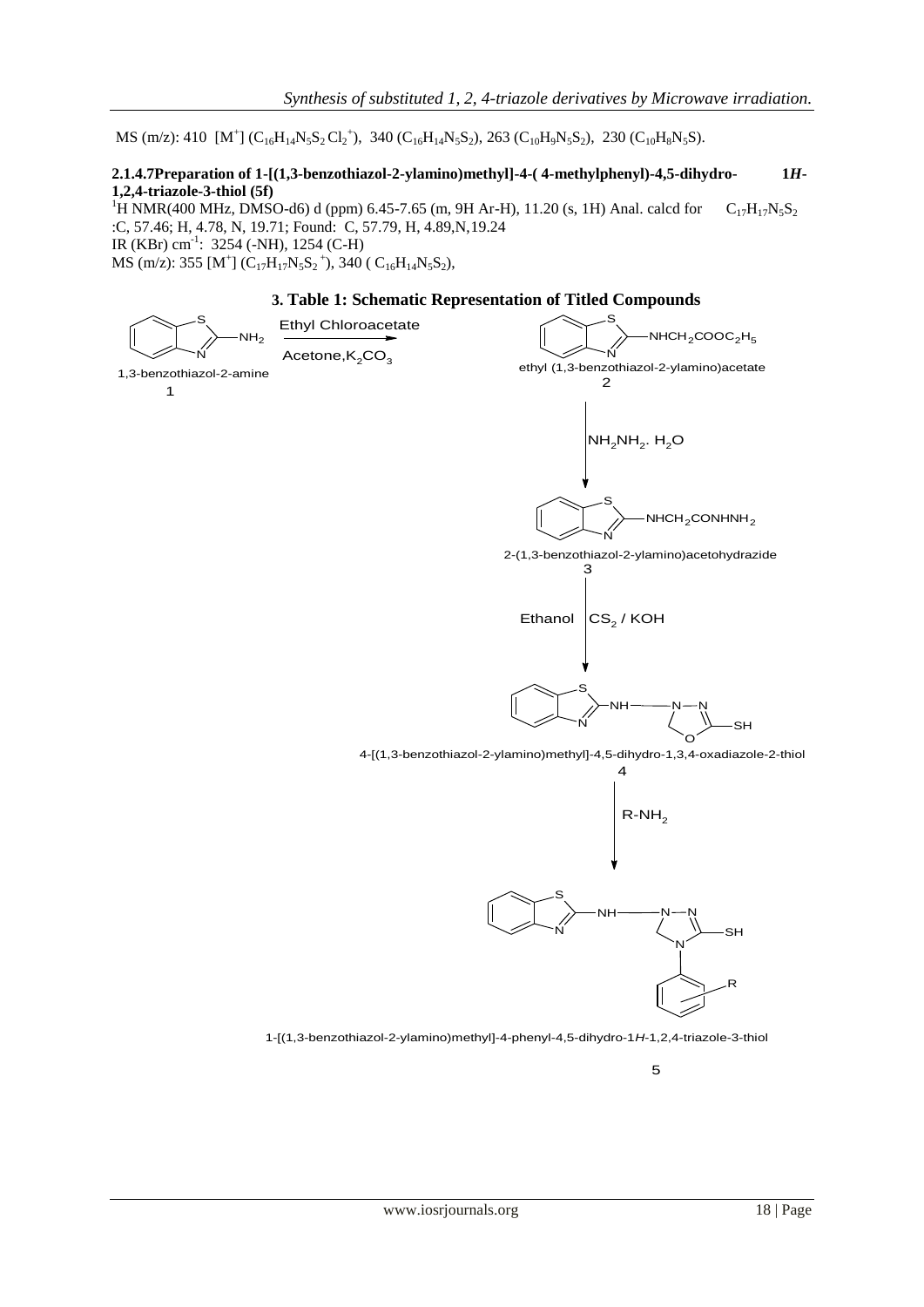MS (m/z): 410 [$M^+$] ($C_{16}H_{14}N_5S_2Cl_2^+$), 340 ($C_{16}H_{14}N_5S_2$), 263 ($C_{10}H_9N_5S_2$), 230 ($C_{10}H_8N_5S$).

**2.1.4.7Preparation of 1-[(1,3-benzothiazol-2-ylamino)methyl]-4-( 4-methylphenyl)-4,5-dihydro- 1*H*-1,2,4-triazole-3-thiol (5f)**

$^1$H NMR(400 MHz, DMSO-d6) d (ppm) 6.45-7.65 (m, 9H Ar-H), 11.20 (s, 1H) Anal. calcd for $C_{17}H_{17}N_5S_2$ :C, 57.46; H, 4.78, N, 19.71; Found: C, 57.79, H, 4.89,N,19.24

IR (KBr) cm$^{-1}$: 3254 (-NH), 1254 (C-H)

MS (m/z): 355 [$M^+$] ($C_{17}H_{17}N_5S_2^+$), 340 ( $C_{16}H_{14}N_5S_2$),

### 3. Table 1: Schematic Representation of Titled Compounds

1,3-benzothiazol-2-amine (1) → (Ethyl Chloroacetate; Acetone, $K_2CO_3$) → ethyl (1,3-benzothiazol-2-ylamino)acetate (2) [$NHCH_2COOC_2H_5$]

(2) → ($NH_2NH_2 \cdot H_2O$) → 2-(1,3-benzothiazol-2-ylamino)acetohydrazide (3) [$NHCH_2CONHNH_2$]

(3) → (Ethanol, $CS_2$ / KOH) → 4-[(1,3-benzothiazol-2-ylamino)methyl]-4,5-dihydro-1,3,4-oxadiazole-2-thiol (4)

(4) → ($R-NH_2$) → 1-[(1,3-benzothiazol-2-ylamino)methyl]-4-phenyl-4,5-dihydro-1*H*-1,2,4-triazole-3-thiol (5)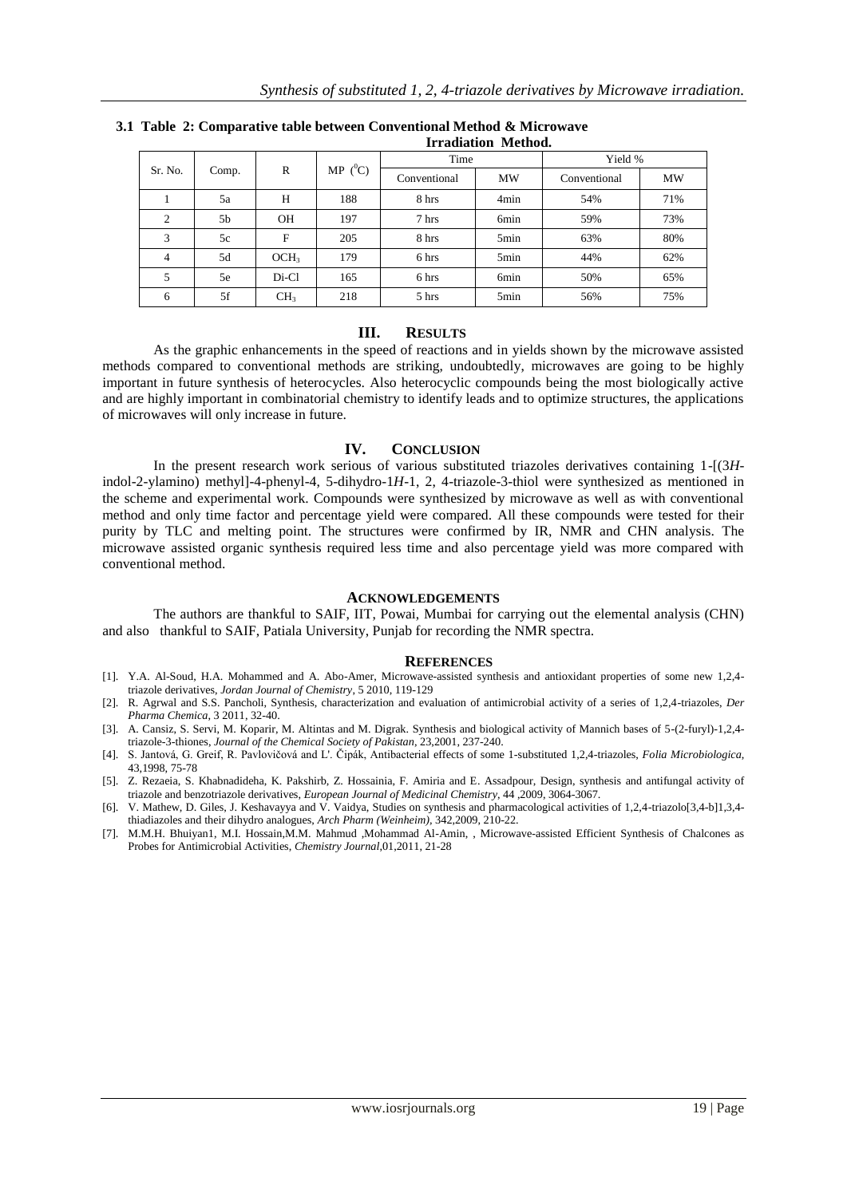### 3.1 Table 2: Comparative table between Conventional Method & Microwave Irradiation Method.

| Sr. No. | Comp. | R | MP ($^0$C) | Time | | Yield % | |
|---|---|---|---|---|---|---|---|
| | | | | Conventional | MW | Conventional | MW |
| 1 | 5a | H | 188 | 8 hrs | 4min | 54% | 71% |
| 2 | 5b | OH | 197 | 7 hrs | 6min | 59% | 73% |
| 3 | 5c | F | 205 | 8 hrs | 5min | 63% | 80% |
| 4 | 5d | $OCH_3$ | 179 | 6 hrs | 5min | 44% | 62% |
| 5 | 5e | Di-Cl | 165 | 6 hrs | 6min | 50% | 65% |
| 6 | 5f | $CH_3$ | 218 | 5 hrs | 5min | 56% | 75% |

## III. RESULTS

As the graphic enhancements in the speed of reactions and in yields shown by the microwave assisted methods compared to conventional methods are striking, undoubtedly, microwaves are going to be highly important in future synthesis of heterocycles. Also heterocyclic compounds being the most biologically active and are highly important in combinatorial chemistry to identify leads and to optimize structures, the applications of microwaves will only increase in future.

## IV. CONCLUSION

In the present research work serious of various substituted triazoles derivatives containing 1-[(3*H*-indol-2-ylamino) methyl]-4-phenyl-4, 5-dihydro-1*H*-1, 2, 4-triazole-3-thiol were synthesized as mentioned in the scheme and experimental work. Compounds were synthesized by microwave as well as with conventional method and only time factor and percentage yield were compared. All these compounds were tested for their purity by TLC and melting point. The structures were confirmed by IR, NMR and CHN analysis. The microwave assisted organic synthesis required less time and also percentage yield was more compared with conventional method.

## ACKNOWLEDGEMENTS

The authors are thankful to SAIF, IIT, Powai, Mumbai for carrying out the elemental analysis (CHN) and also thankful to SAIF, Patiala University, Punjab for recording the NMR spectra.

## REFERENCES

[1]. Y.A. Al-Soud, H.A. Mohammed and A. Abo-Amer, Microwave-assisted synthesis and antioxidant properties of some new 1,2,4-triazole derivatives, *Jordan Journal of Chemistry*, 5 2010, 119-129

[2]. R. Agrwal and S.S. Pancholi, Synthesis, characterization and evaluation of antimicrobial activity of a series of 1,2,4-triazoles, *Der Pharma Chemica*, 3 2011, 32-40.

[3]. A. Cansiz, S. Servi, M. Koparir, M. Altintas and M. Digrak. Synthesis and biological activity of Mannich bases of 5-(2-furyl)-1,2,4-triazole-3-thiones, *Journal of the Chemical Society of Pakistan*, 23,2001, 237-240.

[4]. S. Jantová, G. Greif, R. Pavlovičová and L'. Čipák, Antibacterial effects of some 1-substituted 1,2,4-triazoles, *Folia Microbiologica*, 43,1998, 75-78

[5]. Z. Rezaeia, S. Khabnadideha, K. Pakshirb, Z. Hossainia, F. Amiria and E. Assadpour, Design, synthesis and antifungal activity of triazole and benzotriazole derivatives, *European Journal of Medicinal Chemistry*, 44 ,2009, 3064-3067.

[6]. V. Mathew, D. Giles, J. Keshavayya and V. Vaidya, Studies on synthesis and pharmacological activities of 1,2,4-triazolo[3,4-b]1,3,4-thiadiazoles and their dihydro analogues, *Arch Pharm (Weinheim)*, 342,2009, 210-22.

[7]. M.M.H. Bhuiyan1, M.I. Hossain,M.M. Mahmud ,Mohammad Al-Amin, , Microwave-assisted Efficient Synthesis of Chalcones as Probes for Antimicrobial Activities, *Chemistry Journal*,01,2011, 21-28